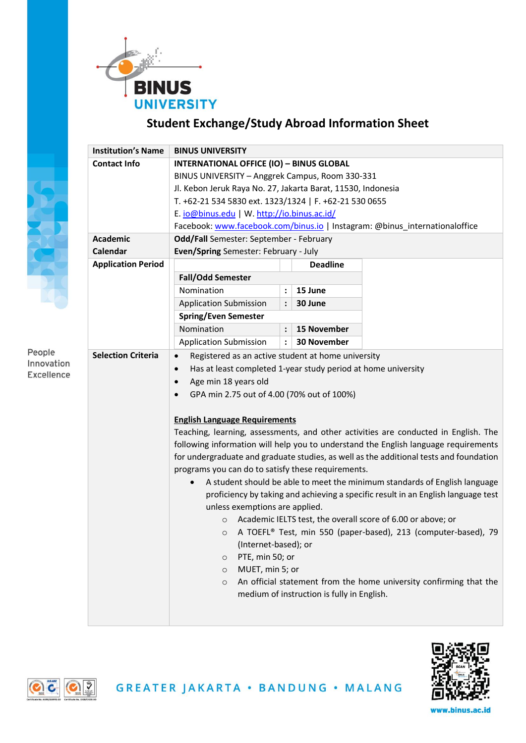# BINUS UNIVERSITY

## Student Exchange/Study Abroad Information Sheet

| | |
|---|---|
| **Institution's Name** | **BINUS UNIVERSITY** |
| **Contact Info** | **INTERNATIONAL OFFICE (IO) – BINUS GLOBAL**<br>BINUS UNIVERSITY – Anggrek Campus, Room 330-331<br>Jl. Kebon Jeruk Raya No. 27, Jakarta Barat, 11530, Indonesia<br>T. +62-21 534 5830 ext. 1323/1324 \| F. +62-21 530 0655<br>E. io@binus.edu \| W. http://io.binus.ac.id/<br>Facebook: www.facebook.com/binus.io \| Instagram: @binus_internationaloffice |
| **Academic Calendar** | **Odd/Fall** Semester: September - February<br>**Even/Spring** Semester: February - July |
| **Application Period** | **Fall/Odd Semester**<br>Nomination : **15 June**<br>Application Submission : **30 June**<br>**Spring/Even Semester**<br>Nomination : **15 November**<br>Application Submission : **30 November** |
| **Selection Criteria** | • Registered as an active student at home university<br>• Has at least completed 1-year study period at home university<br>• Age min 18 years old<br>• GPA min 2.75 out of 4.00 (70% out of 100%)<br><br>**English Language Requirements**<br>Teaching, learning, assessments, and other activities are conducted in English. The following information will help you to understand the English language requirements for undergraduate and graduate studies, as well as the additional tests and foundation programs you can do to satisfy these requirements.<br>• A student should be able to meet the minimum standards of English language proficiency by taking and achieving a specific result in an English language test unless exemptions are applied.<br>  ○ Academic IELTS test, the overall score of 6.00 or above; or<br>  ○ A TOEFL® Test, min 550 (paper-based), 213 (computer-based), 79 (Internet-based); or<br>  ○ PTE, min 50; or<br>  ○ MUET, min 5; or<br>  ○ An official statement from the home university confirming that the medium of instruction is fully in English. |

People Innovation Excellence

GREATER JAKARTA • BANDUNG • MALANG

www.binus.ac.id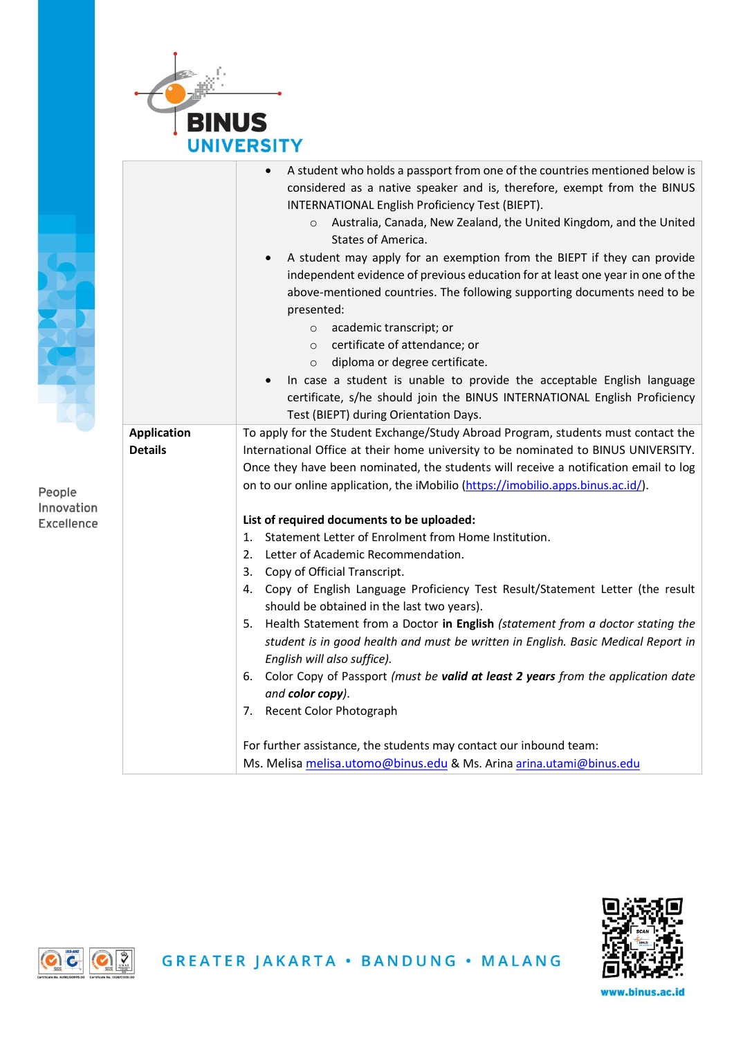| | |
|---|---|
| | • A student who holds a passport from one of the countries mentioned below is considered as a native speaker and is, therefore, exempt from the BINUS INTERNATIONAL English Proficiency Test (BIEPT).<br>  ○ Australia, Canada, New Zealand, the United Kingdom, and the United States of America.<br>• A student may apply for an exemption from the BIEPT if they can provide independent evidence of previous education for at least one year in one of the above-mentioned countries. The following supporting documents need to be presented:<br>  ○ academic transcript; or<br>  ○ certificate of attendance; or<br>  ○ diploma or degree certificate.<br>• In case a student is unable to provide the acceptable English language certificate, s/he should join the BINUS INTERNATIONAL English Proficiency Test (BIEPT) during Orientation Days. |
| **Application Details** | To apply for the Student Exchange/Study Abroad Program, students must contact the International Office at their home university to be nominated to BINUS UNIVERSITY. Once they have been nominated, the students will receive a notification email to log on to our online application, the iMobilio (https://imobilio.apps.binus.ac.id/).<br><br>**List of required documents to be uploaded:**<br>1. Statement Letter of Enrolment from Home Institution.<br>2. Letter of Academic Recommendation.<br>3. Copy of Official Transcript.<br>4. Copy of English Language Proficiency Test Result/Statement Letter (the result should be obtained in the last two years).<br>5. Health Statement from a Doctor **in English** *(statement from a doctor stating the student is in good health and must be written in English. Basic Medical Report in English will also suffice).*<br>6. Color Copy of Passport *(must be **valid at least 2 years** from the application date and **color copy**).*<br>7. Recent Color Photograph<br><br>For further assistance, the students may contact our inbound team:<br>Ms. Melisa melisa.utomo@binus.edu & Ms. Arina arina.utami@binus.edu |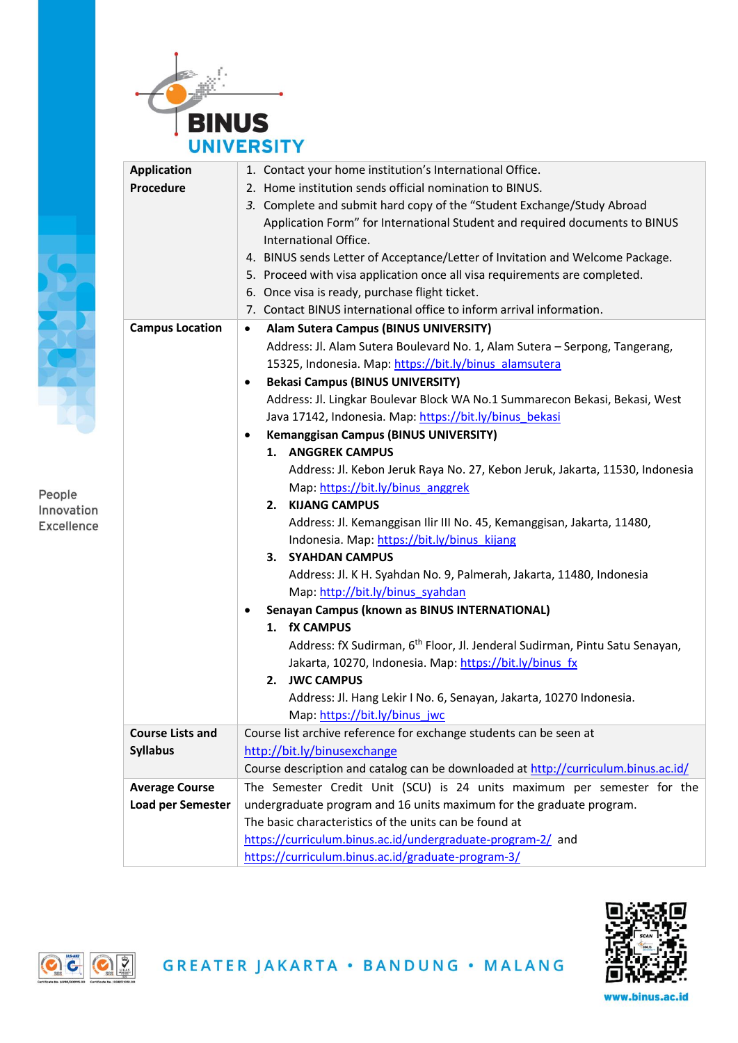| | |
|---|---|
| **Application Procedure** | 1. Contact your home institution's International Office.<br>2. Home institution sends official nomination to BINUS.<br>*3.* Complete and submit hard copy of the "Student Exchange/Study Abroad Application Form" for International Student and required documents to BINUS International Office.<br>4. BINUS sends Letter of Acceptance/Letter of Invitation and Welcome Package.<br>5. Proceed with visa application once all visa requirements are completed.<br>6. Once visa is ready, purchase flight ticket.<br>7. Contact BINUS international office to inform arrival information. |
| **Campus Location** | • **Alam Sutera Campus (BINUS UNIVERSITY)**<br>Address: Jl. Alam Sutera Boulevard No. 1, Alam Sutera – Serpong, Tangerang, 15325, Indonesia. Map: https://bit.ly/binus_alamsutera<br>• **Bekasi Campus (BINUS UNIVERSITY)**<br>Address: Jl. Lingkar Boulevar Block WA No.1 Summarecon Bekasi, Bekasi, West Java 17142, Indonesia. Map: https://bit.ly/binus_bekasi<br>• **Kemanggisan Campus (BINUS UNIVERSITY)**<br>**1. ANGGREK CAMPUS**<br>Address: Jl. Kebon Jeruk Raya No. 27, Kebon Jeruk, Jakarta, 11530, Indonesia Map: https://bit.ly/binus_anggrek<br>**2. KIJANG CAMPUS**<br>Address: Jl. Kemanggisan Ilir III No. 45, Kemanggisan, Jakarta, 11480, Indonesia. Map: https://bit.ly/binus_kijang<br>**3. SYAHDAN CAMPUS**<br>Address: Jl. K H. Syahdan No. 9, Palmerah, Jakarta, 11480, Indonesia Map: http://bit.ly/binus_syahdan<br>• **Senayan Campus (known as BINUS INTERNATIONAL)**<br>**1. fX CAMPUS**<br>Address: fX Sudirman, 6th Floor, Jl. Jenderal Sudirman, Pintu Satu Senayan, Jakarta, 10270, Indonesia. Map: https://bit.ly/binus_fx<br>**2. JWC CAMPUS**<br>Address: Jl. Hang Lekir I No. 6, Senayan, Jakarta, 10270 Indonesia. Map: https://bit.ly/binus_jwc |
| **Course Lists and Syllabus** | Course list archive reference for exchange students can be seen at http://bit.ly/binusexchange<br>Course description and catalog can be downloaded at http://curriculum.binus.ac.id/ |
| **Average Course Load per Semester** | The Semester Credit Unit (SCU) is 24 units maximum per semester for the undergraduate program and 16 units maximum for the graduate program.<br>The basic characteristics of the units can be found at https://curriculum.binus.ac.id/undergraduate-program-2/ and https://curriculum.binus.ac.id/graduate-program-3/ |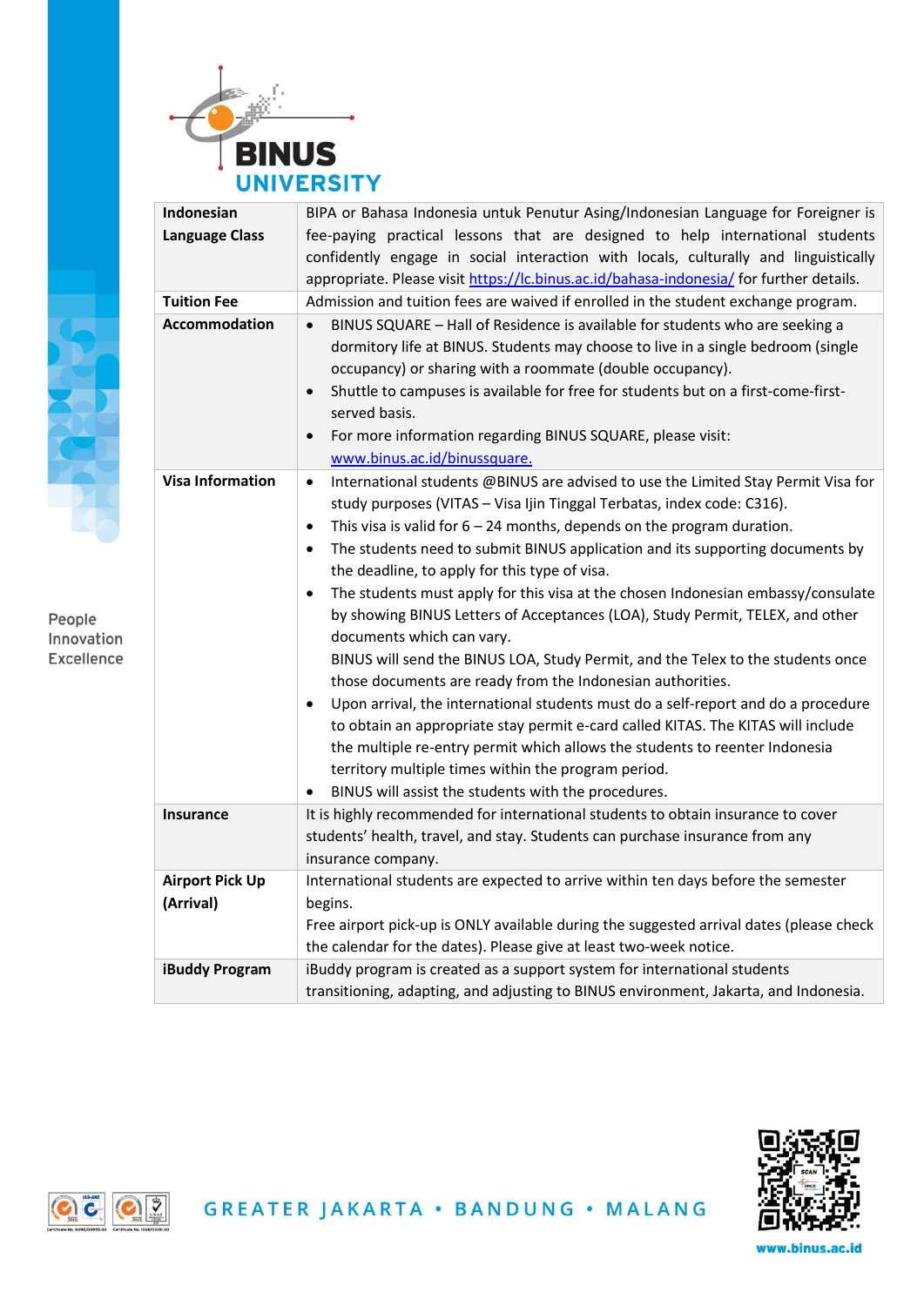| | |
|---|---|
| **Indonesian Language Class** | BIPA or Bahasa Indonesia untuk Penutur Asing/Indonesian Language for Foreigner is fee-paying practical lessons that are designed to help international students confidently engage in social interaction with locals, culturally and linguistically appropriate. Please visit [https://lc.binus.ac.id/bahasa-indonesia/](https://lc.binus.ac.id/bahasa-indonesia/) for further details. |
| **Tuition Fee** | Admission and tuition fees are waived if enrolled in the student exchange program. |
| **Accommodation** | • BINUS SQUARE – Hall of Residence is available for students who are seeking a dormitory life at BINUS. Students may choose to live in a single bedroom (single occupancy) or sharing with a roommate (double occupancy).<br>• Shuttle to campuses is available for free for students but on a first-come-first-served basis.<br>• For more information regarding BINUS SQUARE, please visit: [www.binus.ac.id/binussquare.](www.binus.ac.id/binussquare) |
| **Visa Information** | • International students @BINUS are advised to use the Limited Stay Permit Visa for study purposes (VITAS – Visa Ijin Tinggal Terbatas, index code: C316).<br>• This visa is valid for 6 – 24 months, depends on the program duration.<br>• The students need to submit BINUS application and its supporting documents by the deadline, to apply for this type of visa.<br>• The students must apply for this visa at the chosen Indonesian embassy/consulate by showing BINUS Letters of Acceptances (LOA), Study Permit, TELEX, and other documents which can vary.<br>BINUS will send the BINUS LOA, Study Permit, and the Telex to the students once those documents are ready from the Indonesian authorities.<br>• Upon arrival, the international students must do a self-report and do a procedure to obtain an appropriate stay permit e-card called KITAS. The KITAS will include the multiple re-entry permit which allows the students to reenter Indonesia territory multiple times within the program period.<br>• BINUS will assist the students with the procedures. |
| **Insurance** | It is highly recommended for international students to obtain insurance to cover students' health, travel, and stay. Students can purchase insurance from any insurance company. |
| **Airport Pick Up (Arrival)** | International students are expected to arrive within ten days before the semester begins.<br>Free airport pick-up is ONLY available during the suggested arrival dates (please check the calendar for the dates). Please give at least two-week notice. |
| **iBuddy Program** | iBuddy program is created as a support system for international students transitioning, adapting, and adjusting to BINUS environment, Jakarta, and Indonesia. |